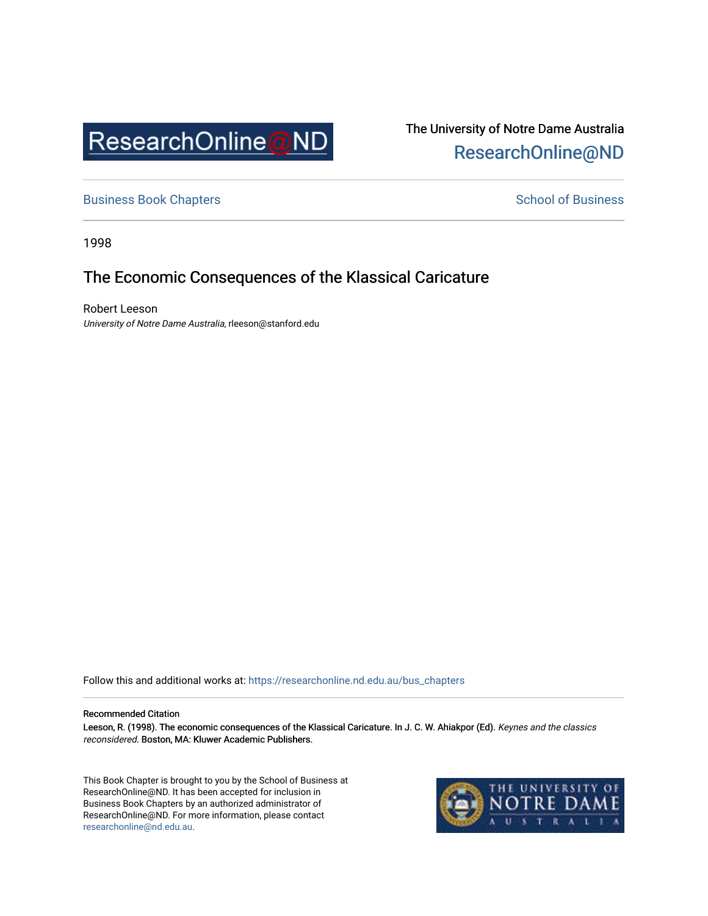ResearchOnline@ND

The University of Notre Dame Australia
ResearchOnline@ND

Business Book Chapters | School of Business

1998

# The Economic Consequences of the Klassical Caricature

Robert Leeson
*University of Notre Dame Australia*, rleeson@stanford.edu

Follow this and additional works at: https://researchonline.nd.edu.au/bus_chapters

Recommended Citation
Leeson, R. (1998). The economic consequences of the Klassical Caricature. In J. C. W. Ahiakpor (Ed). *Keynes and the classics reconsidered*. Boston, MA: Kluwer Academic Publishers.

This Book Chapter is brought to you by the School of Business at ResearchOnline@ND. It has been accepted for inclusion in Business Book Chapters by an authorized administrator of ResearchOnline@ND. For more information, please contact researchonline@nd.edu.au.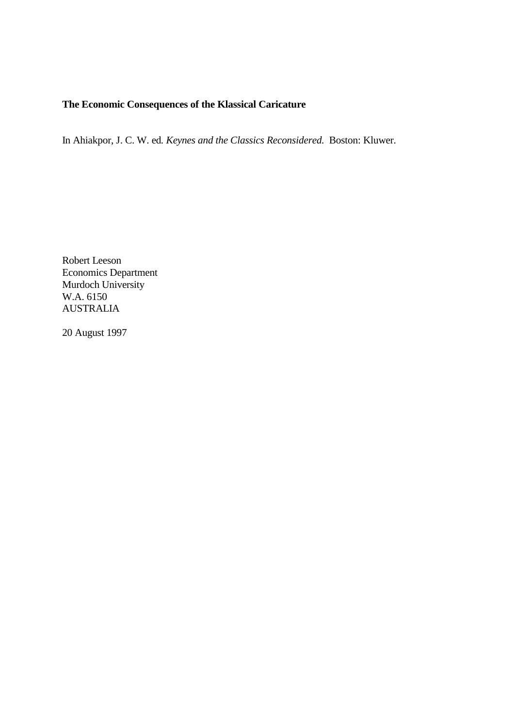**The Economic Consequences of the Klassical Caricature**

In Ahiakpor, J. C. W. ed. *Keynes and the Classics Reconsidered.* Boston: Kluwer.

Robert Leeson  
Economics Department  
Murdoch University  
W.A. 6150  
AUSTRALIA

20 August 1997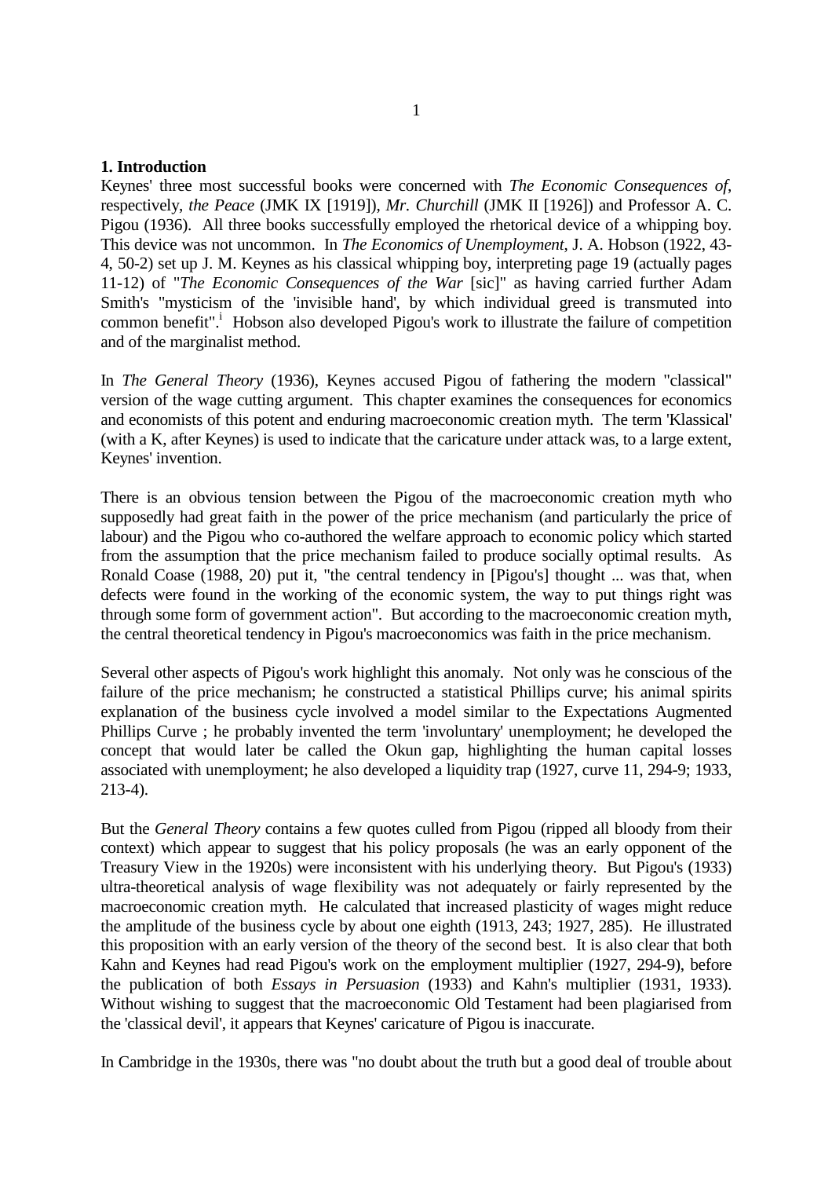## 1. Introduction

Keynes' three most successful books were concerned with *The Economic Consequences of*, respectively, *the Peace* (JMK IX [1919]), *Mr. Churchill* (JMK II [1926]) and Professor A. C. Pigou (1936). All three books successfully employed the rhetorical device of a whipping boy. This device was not uncommon. In *The Economics of Unemployment*, J. A. Hobson (1922, 43-4, 50-2) set up J. M. Keynes as his classical whipping boy, interpreting page 19 (actually pages 11-12) of "*The Economic Consequences of the War* [sic]" as having carried further Adam Smith's "mysticism of the 'invisible hand', by which individual greed is transmuted into common benefit".[i] Hobson also developed Pigou's work to illustrate the failure of competition and of the marginalist method.

In *The General Theory* (1936), Keynes accused Pigou of fathering the modern "classical" version of the wage cutting argument. This chapter examines the consequences for economics and economists of this potent and enduring macroeconomic creation myth. The term 'Klassical' (with a K, after Keynes) is used to indicate that the caricature under attack was, to a large extent, Keynes' invention.

There is an obvious tension between the Pigou of the macroeconomic creation myth who supposedly had great faith in the power of the price mechanism (and particularly the price of labour) and the Pigou who co-authored the welfare approach to economic policy which started from the assumption that the price mechanism failed to produce socially optimal results. As Ronald Coase (1988, 20) put it, "the central tendency in [Pigou's] thought ... was that, when defects were found in the working of the economic system, the way to put things right was through some form of government action". But according to the macroeconomic creation myth, the central theoretical tendency in Pigou's macroeconomics was faith in the price mechanism.

Several other aspects of Pigou's work highlight this anomaly. Not only was he conscious of the failure of the price mechanism; he constructed a statistical Phillips curve; his animal spirits explanation of the business cycle involved a model similar to the Expectations Augmented Phillips Curve ; he probably invented the term 'involuntary' unemployment; he developed the concept that would later be called the Okun gap, highlighting the human capital losses associated with unemployment; he also developed a liquidity trap (1927, curve 11, 294-9; 1933, 213-4).

But the *General Theory* contains a few quotes culled from Pigou (ripped all bloody from their context) which appear to suggest that his policy proposals (he was an early opponent of the Treasury View in the 1920s) were inconsistent with his underlying theory. But Pigou's (1933) ultra-theoretical analysis of wage flexibility was not adequately or fairly represented by the macroeconomic creation myth. He calculated that increased plasticity of wages might reduce the amplitude of the business cycle by about one eighth (1913, 243; 1927, 285). He illustrated this proposition with an early version of the theory of the second best. It is also clear that both Kahn and Keynes had read Pigou's work on the employment multiplier (1927, 294-9), before the publication of both *Essays in Persuasion* (1933) and Kahn's multiplier (1931, 1933). Without wishing to suggest that the macroeconomic Old Testament had been plagiarised from the 'classical devil', it appears that Keynes' caricature of Pigou is inaccurate.

In Cambridge in the 1930s, there was "no doubt about the truth but a good deal of trouble about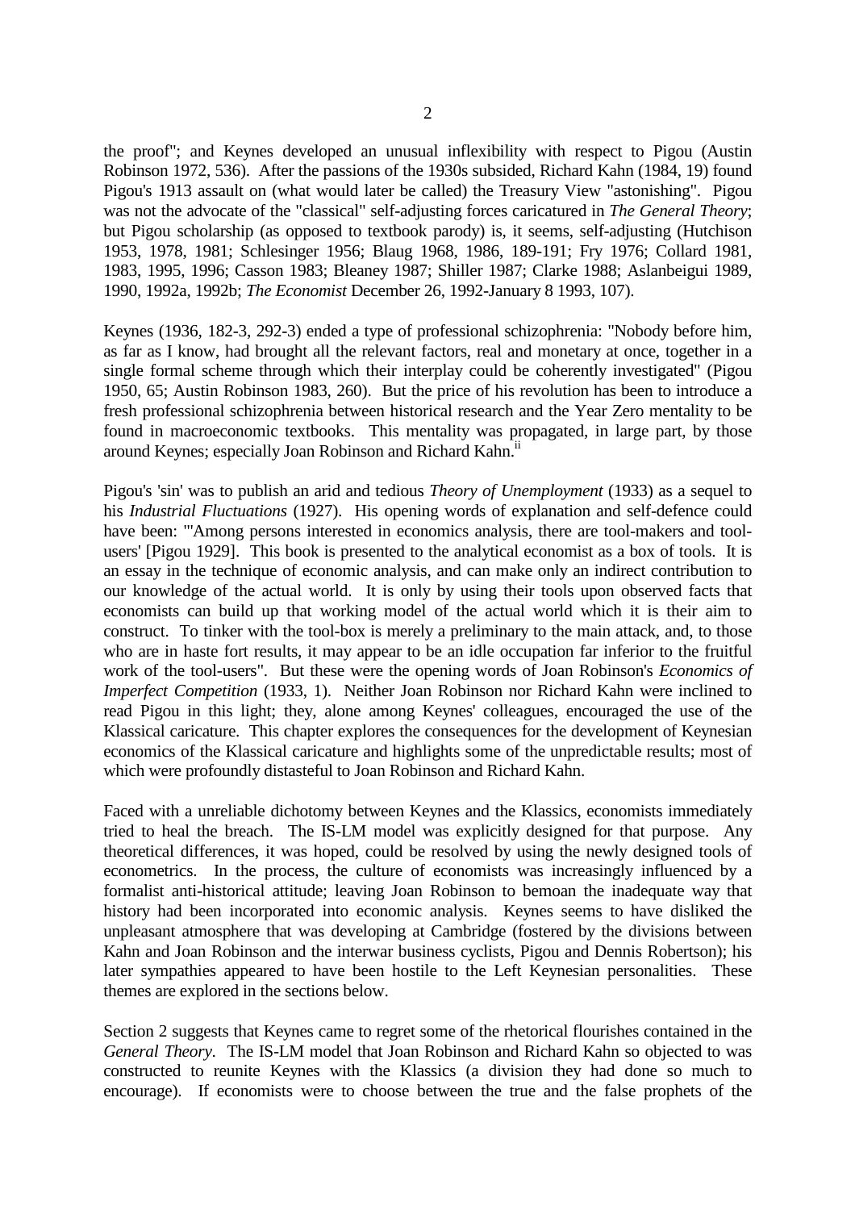the proof"; and Keynes developed an unusual inflexibility with respect to Pigou (Austin Robinson 1972, 536). After the passions of the 1930s subsided, Richard Kahn (1984, 19) found Pigou's 1913 assault on (what would later be called) the Treasury View "astonishing". Pigou was not the advocate of the "classical" self-adjusting forces caricatured in *The General Theory*; but Pigou scholarship (as opposed to textbook parody) is, it seems, self-adjusting (Hutchison 1953, 1978, 1981; Schlesinger 1956; Blaug 1968, 1986, 189-191; Fry 1976; Collard 1981, 1983, 1995, 1996; Casson 1983; Bleaney 1987; Shiller 1987; Clarke 1988; Aslanbeigui 1989, 1990, 1992a, 1992b; *The Economist* December 26, 1992-January 8 1993, 107).

Keynes (1936, 182-3, 292-3) ended a type of professional schizophrenia: "Nobody before him, as far as I know, had brought all the relevant factors, real and monetary at once, together in a single formal scheme through which their interplay could be coherently investigated" (Pigou 1950, 65; Austin Robinson 1983, 260). But the price of his revolution has been to introduce a fresh professional schizophrenia between historical research and the Year Zero mentality to be found in macroeconomic textbooks. This mentality was propagated, in large part, by those around Keynes; especially Joan Robinson and Richard Kahn.[ii]

Pigou's 'sin' was to publish an arid and tedious *Theory of Unemployment* (1933) as a sequel to his *Industrial Fluctuations* (1927). His opening words of explanation and self-defence could have been: "'Among persons interested in economics analysis, there are tool-makers and tool-users' [Pigou 1929]. This book is presented to the analytical economist as a box of tools. It is an essay in the technique of economic analysis, and can make only an indirect contribution to our knowledge of the actual world. It is only by using their tools upon observed facts that economists can build up that working model of the actual world which it is their aim to construct. To tinker with the tool-box is merely a preliminary to the main attack, and, to those who are in haste fort results, it may appear to be an idle occupation far inferior to the fruitful work of the tool-users". But these were the opening words of Joan Robinson's *Economics of Imperfect Competition* (1933, 1). Neither Joan Robinson nor Richard Kahn were inclined to read Pigou in this light; they, alone among Keynes' colleagues, encouraged the use of the Klassical caricature. This chapter explores the consequences for the development of Keynesian economics of the Klassical caricature and highlights some of the unpredictable results; most of which were profoundly distasteful to Joan Robinson and Richard Kahn.

Faced with a unreliable dichotomy between Keynes and the Klassics, economists immediately tried to heal the breach. The IS-LM model was explicitly designed for that purpose. Any theoretical differences, it was hoped, could be resolved by using the newly designed tools of econometrics. In the process, the culture of economists was increasingly influenced by a formalist anti-historical attitude; leaving Joan Robinson to bemoan the inadequate way that history had been incorporated into economic analysis. Keynes seems to have disliked the unpleasant atmosphere that was developing at Cambridge (fostered by the divisions between Kahn and Joan Robinson and the interwar business cyclists, Pigou and Dennis Robertson); his later sympathies appeared to have been hostile to the Left Keynesian personalities. These themes are explored in the sections below.

Section 2 suggests that Keynes came to regret some of the rhetorical flourishes contained in the *General Theory*. The IS-LM model that Joan Robinson and Richard Kahn so objected to was constructed to reunite Keynes with the Klassics (a division they had done so much to encourage). If economists were to choose between the true and the false prophets of the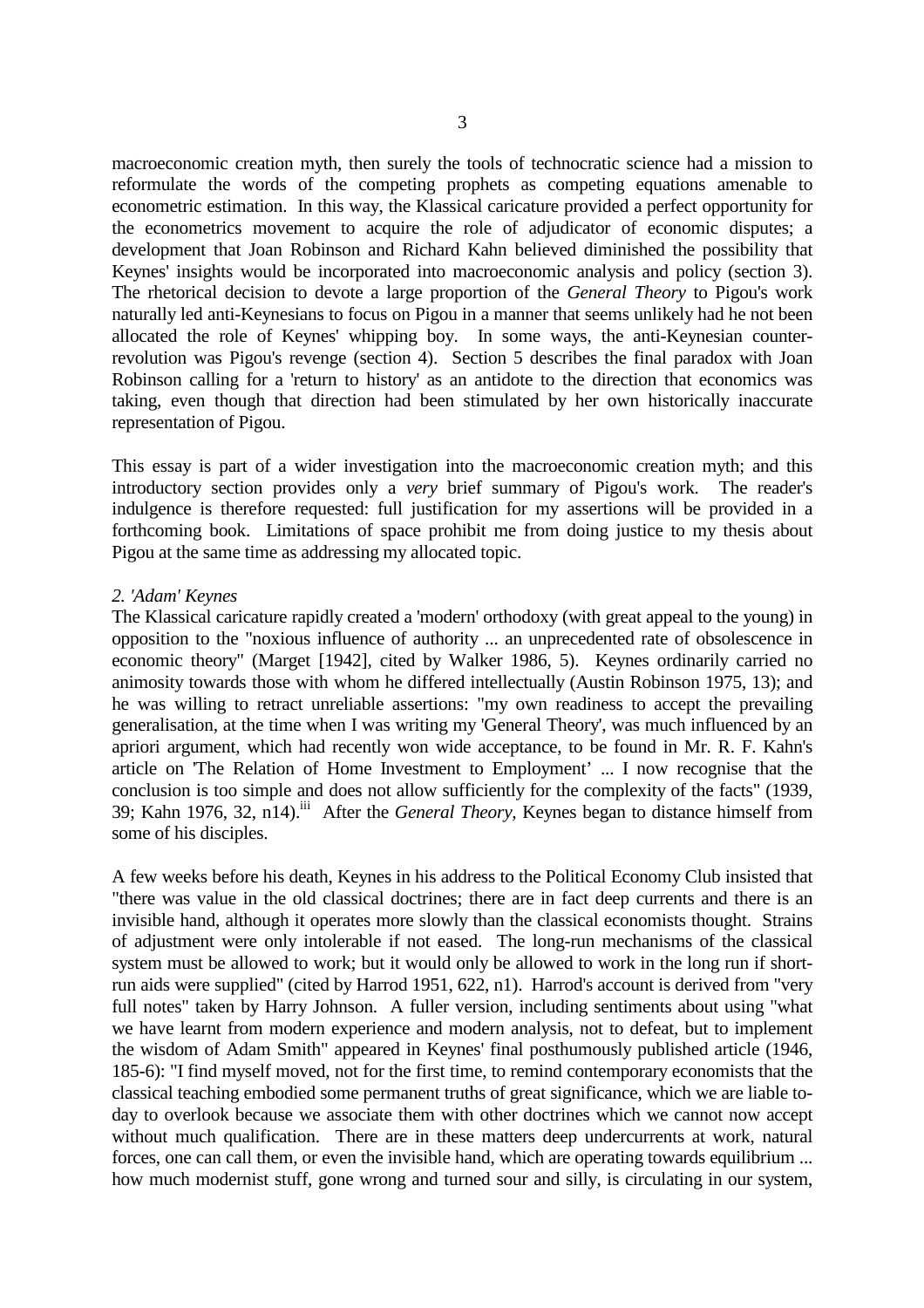macroeconomic creation myth, then surely the tools of technocratic science had a mission to reformulate the words of the competing prophets as competing equations amenable to econometric estimation. In this way, the Klassical caricature provided a perfect opportunity for the econometrics movement to acquire the role of adjudicator of economic disputes; a development that Joan Robinson and Richard Kahn believed diminished the possibility that Keynes' insights would be incorporated into macroeconomic analysis and policy (section 3). The rhetorical decision to devote a large proportion of the *General Theory* to Pigou's work naturally led anti-Keynesians to focus on Pigou in a manner that seems unlikely had he not been allocated the role of Keynes' whipping boy. In some ways, the anti-Keynesian counter-revolution was Pigou's revenge (section 4). Section 5 describes the final paradox with Joan Robinson calling for a 'return to history' as an antidote to the direction that economics was taking, even though that direction had been stimulated by her own historically inaccurate representation of Pigou.

This essay is part of a wider investigation into the macroeconomic creation myth; and this introductory section provides only a *very* brief summary of Pigou's work. The reader's indulgence is therefore requested: full justification for my assertions will be provided in a forthcoming book. Limitations of space prohibit me from doing justice to my thesis about Pigou at the same time as addressing my allocated topic.

## *2. 'Adam' Keynes*

The Klassical caricature rapidly created a 'modern' orthodoxy (with great appeal to the young) in opposition to the "noxious influence of authority ... an unprecedented rate of obsolescence in economic theory" (Marget [1942], cited by Walker 1986, 5). Keynes ordinarily carried no animosity towards those with whom he differed intellectually (Austin Robinson 1975, 13); and he was willing to retract unreliable assertions: "my own readiness to accept the prevailing generalisation, at the time when I was writing my 'General Theory', was much influenced by an apriori argument, which had recently won wide acceptance, to be found in Mr. R. F. Kahn's article on 'The Relation of Home Investment to Employment' ... I now recognise that the conclusion is too simple and does not allow sufficiently for the complexity of the facts" (1939, 39; Kahn 1976, 32, n14).[iii] After the *General Theory,* Keynes began to distance himself from some of his disciples.

A few weeks before his death, Keynes in his address to the Political Economy Club insisted that "there was value in the old classical doctrines; there are in fact deep currents and there is an invisible hand, although it operates more slowly than the classical economists thought. Strains of adjustment were only intolerable if not eased. The long-run mechanisms of the classical system must be allowed to work; but it would only be allowed to work in the long run if short-run aids were supplied" (cited by Harrod 1951, 622, n1). Harrod's account is derived from "very full notes" taken by Harry Johnson. A fuller version, including sentiments about using "what we have learnt from modern experience and modern analysis, not to defeat, but to implement the wisdom of Adam Smith" appeared in Keynes' final posthumously published article (1946, 185-6): "I find myself moved, not for the first time, to remind contemporary economists that the classical teaching embodied some permanent truths of great significance, which we are liable to-day to overlook because we associate them with other doctrines which we cannot now accept without much qualification. There are in these matters deep undercurrents at work, natural forces, one can call them, or even the invisible hand, which are operating towards equilibrium ... how much modernist stuff, gone wrong and turned sour and silly, is circulating in our system,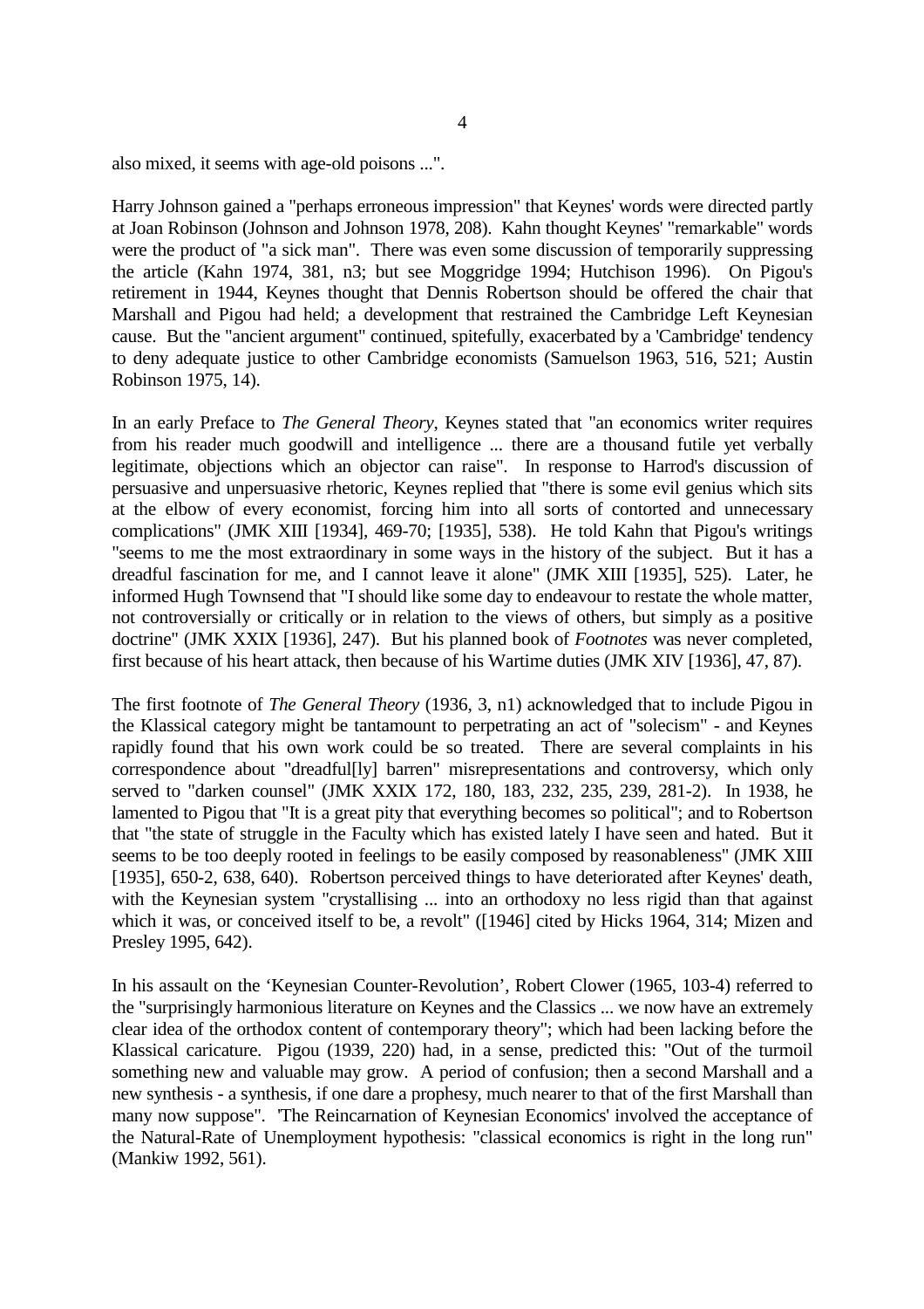also mixed, it seems with age-old poisons ...".

Harry Johnson gained a "perhaps erroneous impression" that Keynes' words were directed partly at Joan Robinson (Johnson and Johnson 1978, 208). Kahn thought Keynes' "remarkable" words were the product of "a sick man". There was even some discussion of temporarily suppressing the article (Kahn 1974, 381, n3; but see Moggridge 1994; Hutchison 1996). On Pigou's retirement in 1944, Keynes thought that Dennis Robertson should be offered the chair that Marshall and Pigou had held; a development that restrained the Cambridge Left Keynesian cause. But the "ancient argument" continued, spitefully, exacerbated by a 'Cambridge' tendency to deny adequate justice to other Cambridge economists (Samuelson 1963, 516, 521; Austin Robinson 1975, 14).

In an early Preface to *The General Theory*, Keynes stated that "an economics writer requires from his reader much goodwill and intelligence ... there are a thousand futile yet verbally legitimate, objections which an objector can raise". In response to Harrod's discussion of persuasive and unpersuasive rhetoric, Keynes replied that "there is some evil genius which sits at the elbow of every economist, forcing him into all sorts of contorted and unnecessary complications" (JMK XIII [1934], 469-70; [1935], 538). He told Kahn that Pigou's writings "seems to me the most extraordinary in some ways in the history of the subject. But it has a dreadful fascination for me, and I cannot leave it alone" (JMK XIII [1935], 525). Later, he informed Hugh Townsend that "I should like some day to endeavour to restate the whole matter, not controversially or critically or in relation to the views of others, but simply as a positive doctrine" (JMK XXIX [1936], 247). But his planned book of *Footnotes* was never completed, first because of his heart attack, then because of his Wartime duties (JMK XIV [1936], 47, 87).

The first footnote of *The General Theory* (1936, 3, n1) acknowledged that to include Pigou in the Klassical category might be tantamount to perpetrating an act of "solecism" - and Keynes rapidly found that his own work could be so treated. There are several complaints in his correspondence about "dreadful[ly] barren" misrepresentations and controversy, which only served to "darken counsel" (JMK XXIX 172, 180, 183, 232, 235, 239, 281-2). In 1938, he lamented to Pigou that "It is a great pity that everything becomes so political"; and to Robertson that "the state of struggle in the Faculty which has existed lately I have seen and hated. But it seems to be too deeply rooted in feelings to be easily composed by reasonableness" (JMK XIII [1935], 650-2, 638, 640). Robertson perceived things to have deteriorated after Keynes' death, with the Keynesian system "crystallising ... into an orthodoxy no less rigid than that against which it was, or conceived itself to be, a revolt" ([1946] cited by Hicks 1964, 314; Mizen and Presley 1995, 642).

In his assault on the 'Keynesian Counter-Revolution', Robert Clower (1965, 103-4) referred to the "surprisingly harmonious literature on Keynes and the Classics ... we now have an extremely clear idea of the orthodox content of contemporary theory"; which had been lacking before the Klassical caricature. Pigou (1939, 220) had, in a sense, predicted this: "Out of the turmoil something new and valuable may grow. A period of confusion; then a second Marshall and a new synthesis - a synthesis, if one dare a prophesy, much nearer to that of the first Marshall than many now suppose". 'The Reincarnation of Keynesian Economics' involved the acceptance of the Natural-Rate of Unemployment hypothesis: "classical economics is right in the long run" (Mankiw 1992, 561).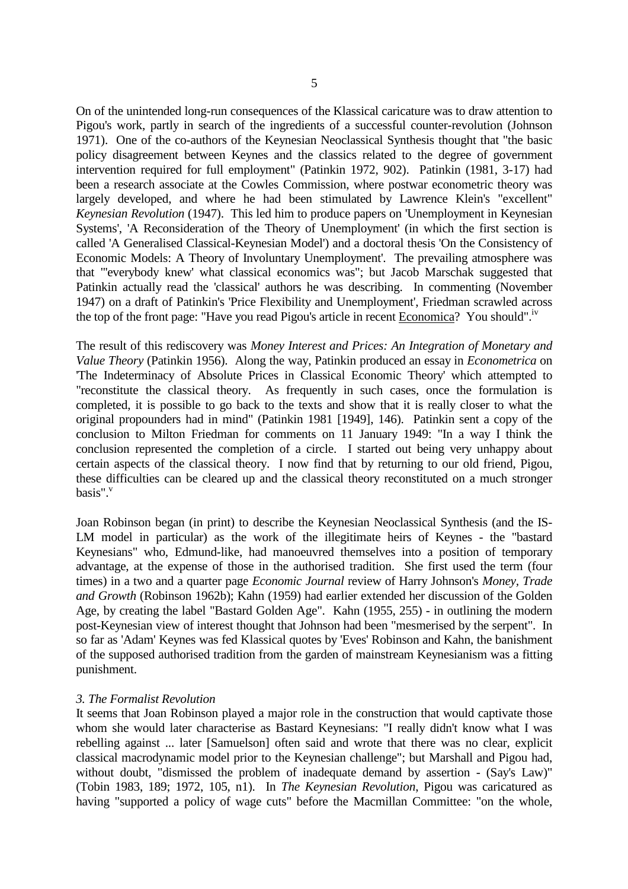On of the unintended long-run consequences of the Klassical caricature was to draw attention to Pigou's work, partly in search of the ingredients of a successful counter-revolution (Johnson 1971). One of the co-authors of the Keynesian Neoclassical Synthesis thought that "the basic policy disagreement between Keynes and the classics related to the degree of government intervention required for full employment" (Patinkin 1972, 902). Patinkin (1981, 3-17) had been a research associate at the Cowles Commission, where postwar econometric theory was largely developed, and where he had been stimulated by Lawrence Klein's "excellent" *Keynesian Revolution* (1947). This led him to produce papers on 'Unemployment in Keynesian Systems', 'A Reconsideration of the Theory of Unemployment' (in which the first section is called 'A Generalised Classical-Keynesian Model') and a doctoral thesis 'On the Consistency of Economic Models: A Theory of Involuntary Unemployment'. The prevailing atmosphere was that "'everybody knew' what classical economics was"; but Jacob Marschak suggested that Patinkin actually read the 'classical' authors he was describing. In commenting (November 1947) on a draft of Patinkin's 'Price Flexibility and Unemployment', Friedman scrawled across the top of the front page: "Have you read Pigou's article in recent <u>Economica</u>? You should".[iv]

The result of this rediscovery was *Money Interest and Prices: An Integration of Monetary and Value Theory* (Patinkin 1956). Along the way, Patinkin produced an essay in *Econometrica* on 'The Indeterminacy of Absolute Prices in Classical Economic Theory' which attempted to "reconstitute the classical theory. As frequently in such cases, once the formulation is completed, it is possible to go back to the texts and show that it is really closer to what the original propounders had in mind" (Patinkin 1981 [1949], 146). Patinkin sent a copy of the conclusion to Milton Friedman for comments on 11 January 1949: "In a way I think the conclusion represented the completion of a circle. I started out being very unhappy about certain aspects of the classical theory. I now find that by returning to our old friend, Pigou, these difficulties can be cleared up and the classical theory reconstituted on a much stronger basis".[v]

Joan Robinson began (in print) to describe the Keynesian Neoclassical Synthesis (and the IS-LM model in particular) as the work of the illegitimate heirs of Keynes - the "bastard Keynesians" who, Edmund-like, had manoeuvred themselves into a position of temporary advantage, at the expense of those in the authorised tradition. She first used the term (four times) in a two and a quarter page *Economic Journal* review of Harry Johnson's *Money, Trade and Growth* (Robinson 1962b); Kahn (1959) had earlier extended her discussion of the Golden Age, by creating the label "Bastard Golden Age". Kahn (1955, 255) - in outlining the modern post-Keynesian view of interest thought that Johnson had been "mesmerised by the serpent". In so far as 'Adam' Keynes was fed Klassical quotes by 'Eves' Robinson and Kahn, the banishment of the supposed authorised tradition from the garden of mainstream Keynesianism was a fitting punishment.

### *3. The Formalist Revolution*

It seems that Joan Robinson played a major role in the construction that would captivate those whom she would later characterise as Bastard Keynesians: "I really didn't know what I was rebelling against ... later [Samuelson] often said and wrote that there was no clear, explicit classical macrodynamic model prior to the Keynesian challenge"; but Marshall and Pigou had, without doubt, "dismissed the problem of inadequate demand by assertion - (Say's Law)" (Tobin 1983, 189; 1972, 105, n1). In *The Keynesian Revolution*, Pigou was caricatured as having "supported a policy of wage cuts" before the Macmillan Committee: "on the whole,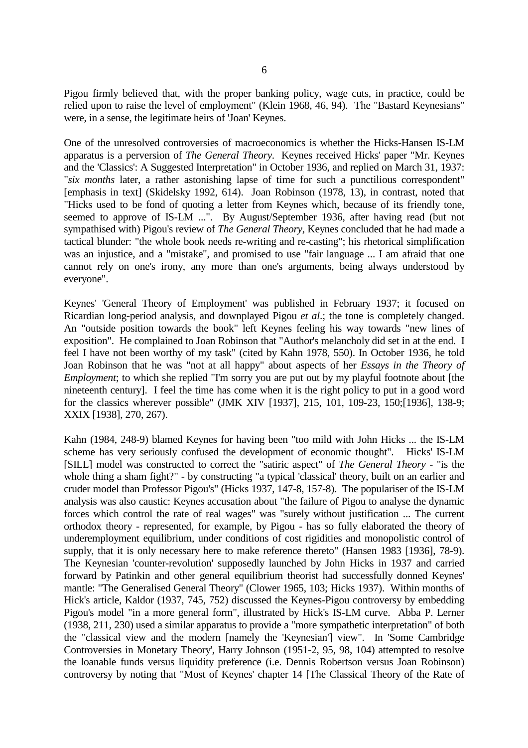Pigou firmly believed that, with the proper banking policy, wage cuts, in practice, could be relied upon to raise the level of employment" (Klein 1968, 46, 94). The "Bastard Keynesians" were, in a sense, the legitimate heirs of 'Joan' Keynes.

One of the unresolved controversies of macroeconomics is whether the Hicks-Hansen IS-LM apparatus is a perversion of *The General Theory*. Keynes received Hicks' paper "Mr. Keynes and the 'Classics': A Suggested Interpretation" in October 1936, and replied on March 31, 1937: "*six months* later, a rather astonishing lapse of time for such a punctilious correspondent" [emphasis in text] (Skidelsky 1992, 614). Joan Robinson (1978, 13), in contrast, noted that "Hicks used to be fond of quoting a letter from Keynes which, because of its friendly tone, seemed to approve of IS-LM ...". By August/September 1936, after having read (but not sympathised with) Pigou's review of *The General Theory*, Keynes concluded that he had made a tactical blunder: "the whole book needs re-writing and re-casting"; his rhetorical simplification was an injustice, and a "mistake", and promised to use "fair language ... I am afraid that one cannot rely on one's irony, any more than one's arguments, being always understood by everyone".

Keynes' 'General Theory of Employment' was published in February 1937; it focused on Ricardian long-period analysis, and downplayed Pigou *et al*.; the tone is completely changed. An "outside position towards the book" left Keynes feeling his way towards "new lines of exposition". He complained to Joan Robinson that "Author's melancholy did set in at the end. I feel I have not been worthy of my task" (cited by Kahn 1978, 550). In October 1936, he told Joan Robinson that he was "not at all happy" about aspects of her *Essays in the Theory of Employment*; to which she replied "I'm sorry you are put out by my playful footnote about [the nineteenth century]. I feel the time has come when it is the right policy to put in a good word for the classics wherever possible" (JMK XIV [1937], 215, 101, 109-23, 150;[1936], 138-9; XXIX [1938], 270, 267).

Kahn (1984, 248-9) blamed Keynes for having been "too mild with John Hicks ... the IS-LM scheme has very seriously confused the development of economic thought". Hicks' IS-LM [SILL] model was constructed to correct the "satiric aspect" of *The General Theory* - "is the whole thing a sham fight?" - by constructing "a typical 'classical' theory, built on an earlier and cruder model than Professor Pigou's" (Hicks 1937, 147-8, 157-8). The populariser of the IS-LM analysis was also caustic: Keynes accusation about "the failure of Pigou to analyse the dynamic forces which control the rate of real wages" was "surely without justification ... The current orthodox theory - represented, for example, by Pigou - has so fully elaborated the theory of underemployment equilibrium, under conditions of cost rigidities and monopolistic control of supply, that it is only necessary here to make reference thereto" (Hansen 1983 [1936], 78-9). The Keynesian 'counter-revolution' supposedly launched by John Hicks in 1937 and carried forward by Patinkin and other general equilibrium theorist had successfully donned Keynes' mantle: "The Generalised General Theory" (Clower 1965, 103; Hicks 1937). Within months of Hick's article, Kaldor (1937, 745, 752) discussed the Keynes-Pigou controversy by embedding Pigou's model "in a more general form", illustrated by Hick's IS-LM curve. Abba P. Lerner (1938, 211, 230) used a similar apparatus to provide a "more sympathetic interpretation" of both the "classical view and the modern [namely the 'Keynesian'] view". In 'Some Cambridge Controversies in Monetary Theory', Harry Johnson (1951-2, 95, 98, 104) attempted to resolve the loanable funds versus liquidity preference (i.e. Dennis Robertson versus Joan Robinson) controversy by noting that "Most of Keynes' chapter 14 [The Classical Theory of the Rate of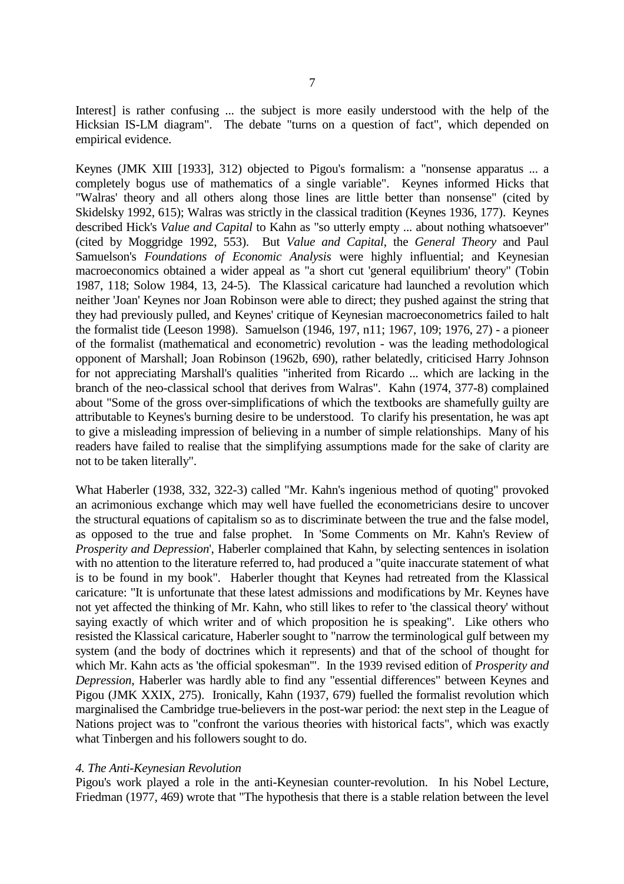Interest] is rather confusing ... the subject is more easily understood with the help of the Hicksian IS-LM diagram". The debate "turns on a question of fact", which depended on empirical evidence.

Keynes (JMK XIII [1933], 312) objected to Pigou's formalism: a "nonsense apparatus ... a completely bogus use of mathematics of a single variable". Keynes informed Hicks that "Walras' theory and all others along those lines are little better than nonsense" (cited by Skidelsky 1992, 615); Walras was strictly in the classical tradition (Keynes 1936, 177). Keynes described Hick's *Value and Capital* to Kahn as "so utterly empty ... about nothing whatsoever" (cited by Moggridge 1992, 553). But *Value and Capital*, the *General Theory* and Paul Samuelson's *Foundations of Economic Analysis* were highly influential; and Keynesian macroeconomics obtained a wider appeal as "a short cut 'general equilibrium' theory" (Tobin 1987, 118; Solow 1984, 13, 24-5). The Klassical caricature had launched a revolution which neither 'Joan' Keynes nor Joan Robinson were able to direct; they pushed against the string that they had previously pulled, and Keynes' critique of Keynesian macroeconometrics failed to halt the formalist tide (Leeson 1998). Samuelson (1946, 197, n11; 1967, 109; 1976, 27) - a pioneer of the formalist (mathematical and econometric) revolution - was the leading methodological opponent of Marshall; Joan Robinson (1962b, 690), rather belatedly, criticised Harry Johnson for not appreciating Marshall's qualities "inherited from Ricardo ... which are lacking in the branch of the neo-classical school that derives from Walras". Kahn (1974, 377-8) complained about "Some of the gross over-simplifications of which the textbooks are shamefully guilty are attributable to Keynes's burning desire to be understood. To clarify his presentation, he was apt to give a misleading impression of believing in a number of simple relationships. Many of his readers have failed to realise that the simplifying assumptions made for the sake of clarity are not to be taken literally".

What Haberler (1938, 332, 322-3) called "Mr. Kahn's ingenious method of quoting" provoked an acrimonious exchange which may well have fuelled the econometricians desire to uncover the structural equations of capitalism so as to discriminate between the true and the false model, as opposed to the true and false prophet. In 'Some Comments on Mr. Kahn's Review of *Prosperity and Depression*', Haberler complained that Kahn, by selecting sentences in isolation with no attention to the literature referred to, had produced a "quite inaccurate statement of what is to be found in my book". Haberler thought that Keynes had retreated from the Klassical caricature: "It is unfortunate that these latest admissions and modifications by Mr. Keynes have not yet affected the thinking of Mr. Kahn, who still likes to refer to 'the classical theory' without saying exactly of which writer and of which proposition he is speaking". Like others who resisted the Klassical caricature, Haberler sought to "narrow the terminological gulf between my system (and the body of doctrines which it represents) and that of the school of thought for which Mr. Kahn acts as 'the official spokesman'". In the 1939 revised edition of *Prosperity and Depression*, Haberler was hardly able to find any "essential differences" between Keynes and Pigou (JMK XXIX, 275). Ironically, Kahn (1937, 679) fuelled the formalist revolution which marginalised the Cambridge true-believers in the post-war period: the next step in the League of Nations project was to "confront the various theories with historical facts", which was exactly what Tinbergen and his followers sought to do.

### *4. The Anti-Keynesian Revolution*

Pigou's work played a role in the anti-Keynesian counter-revolution. In his Nobel Lecture, Friedman (1977, 469) wrote that "The hypothesis that there is a stable relation between the level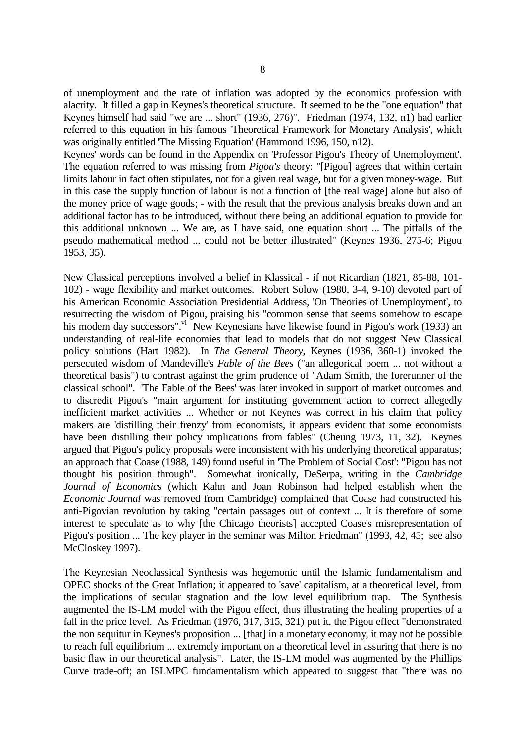of unemployment and the rate of inflation was adopted by the economics profession with alacrity. It filled a gap in Keynes's theoretical structure. It seemed to be the "one equation" that Keynes himself had said "we are ... short" (1936, 276)". Friedman (1974, 132, n1) had earlier referred to this equation in his famous 'Theoretical Framework for Monetary Analysis', which was originally entitled 'The Missing Equation' (Hammond 1996, 150, n12).

Keynes' words can be found in the Appendix on 'Professor Pigou's Theory of Unemployment'. The equation referred to was missing from *Pigou's* theory: "[Pigou] agrees that within certain limits labour in fact often stipulates, not for a given real wage, but for a given money-wage. But in this case the supply function of labour is not a function of [the real wage] alone but also of the money price of wage goods; - with the result that the previous analysis breaks down and an additional factor has to be introduced, without there being an additional equation to provide for this additional unknown ... We are, as I have said, one equation short ... The pitfalls of the pseudo mathematical method ... could not be better illustrated" (Keynes 1936, 275-6; Pigou 1953, 35).

New Classical perceptions involved a belief in Klassical - if not Ricardian (1821, 85-88, 101-102) - wage flexibility and market outcomes. Robert Solow (1980, 3-4, 9-10) devoted part of his American Economic Association Presidential Address, 'On Theories of Unemployment', to resurrecting the wisdom of Pigou, praising his "common sense that seems somehow to escape his modern day successors".[vi] New Keynesians have likewise found in Pigou's work (1933) an understanding of real-life economies that lead to models that do not suggest New Classical policy solutions (Hart 1982). In *The General Theory*, Keynes (1936, 360-1) invoked the persecuted wisdom of Mandeville's *Fable of the Bees* ("an allegorical poem ... not without a theoretical basis") to contrast against the grim prudence of "Adam Smith, the forerunner of the classical school". 'The Fable of the Bees' was later invoked in support of market outcomes and to discredit Pigou's "main argument for instituting government action to correct allegedly inefficient market activities ... Whether or not Keynes was correct in his claim that policy makers are 'distilling their frenzy' from economists, it appears evident that some economists have been distilling their policy implications from fables" (Cheung 1973, 11, 32). Keynes argued that Pigou's policy proposals were inconsistent with his underlying theoretical apparatus; an approach that Coase (1988, 149) found useful in 'The Problem of Social Cost': "Pigou has not thought his position through". Somewhat ironically, DeSerpa, writing in the *Cambridge Journal of Economics* (which Kahn and Joan Robinson had helped establish when the *Economic Journal* was removed from Cambridge) complained that Coase had constructed his anti-Pigovian revolution by taking "certain passages out of context ... It is therefore of some interest to speculate as to why [the Chicago theorists] accepted Coase's misrepresentation of Pigou's position ... The key player in the seminar was Milton Friedman" (1993, 42, 45; see also McCloskey 1997).

The Keynesian Neoclassical Synthesis was hegemonic until the Islamic fundamentalism and OPEC shocks of the Great Inflation; it appeared to 'save' capitalism, at a theoretical level, from the implications of secular stagnation and the low level equilibrium trap. The Synthesis augmented the IS-LM model with the Pigou effect, thus illustrating the healing properties of a fall in the price level. As Friedman (1976, 317, 315, 321) put it, the Pigou effect "demonstrated the non sequitur in Keynes's proposition ... [that] in a monetary economy, it may not be possible to reach full equilibrium ... extremely important on a theoretical level in assuring that there is no basic flaw in our theoretical analysis". Later, the IS-LM model was augmented by the Phillips Curve trade-off; an ISLMPC fundamentalism which appeared to suggest that "there was no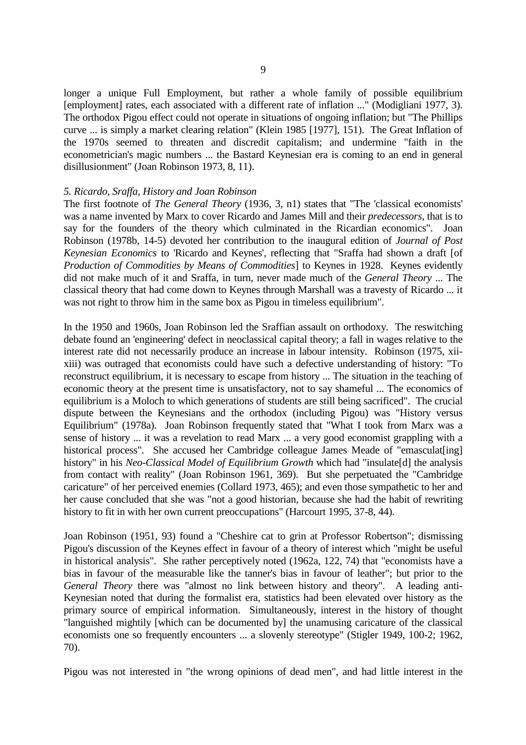longer a unique Full Employment, but rather a whole family of possible equilibrium [employment] rates, each associated with a different rate of inflation ..." (Modigliani 1977, 3). The orthodox Pigou effect could not operate in situations of ongoing inflation; but "The Phillips curve ... is simply a market clearing relation" (Klein 1985 [1977], 151). The Great Inflation of the 1970s seemed to threaten and discredit capitalism; and undermine "faith in the econometrician's magic numbers ... the Bastard Keynesian era is coming to an end in general disillusionment" (Joan Robinson 1973, 8, 11).

### *5. Ricardo, Sraffa, History and Joan Robinson*

The first footnote of *The General Theory* (1936, 3, n1) states that "The 'classical economists' was a name invented by Marx to cover Ricardo and James Mill and their *predecessors*, that is to say for the founders of the theory which culminated in the Ricardian economics". Joan Robinson (1978b, 14-5) devoted her contribution to the inaugural edition of *Journal of Post Keynesian Economics* to 'Ricardo and Keynes', reflecting that "Sraffa had shown a draft [of *Production of Commodities by Means of Commodities*] to Keynes in 1928. Keynes evidently did not make much of it and Sraffa, in turn, never made much of the *General Theory* ... The classical theory that had come down to Keynes through Marshall was a travesty of Ricardo ... it was not right to throw him in the same box as Pigou in timeless equilibrium".

In the 1950 and 1960s, Joan Robinson led the Sraffian assault on orthodoxy. The reswitching debate found an 'engineering' defect in neoclassical capital theory; a fall in wages relative to the interest rate did not necessarily produce an increase in labour intensity. Robinson (1975, xii-xiii) was outraged that economists could have such a defective understanding of history: "To reconstruct equilibrium, it is necessary to escape from history ... The situation in the teaching of economic theory at the present time is unsatisfactory, not to say shameful ... The economics of equilibrium is a Moloch to which generations of students are still being sacrificed". The crucial dispute between the Keynesians and the orthodox (including Pigou) was "History versus Equilibrium" (1978a). Joan Robinson frequently stated that "What I took from Marx was a sense of history ... it was a revelation to read Marx ... a very good economist grappling with a historical process". She accused her Cambridge colleague James Meade of "emasculat[ing] history" in his *Neo-Classical Model of Equilibrium Growth* which had "insulate[d] the analysis from contact with reality" (Joan Robinson 1961, 369). But she perpetuated the "Cambridge caricature" of her perceived enemies (Collard 1973, 465); and even those sympathetic to her and her cause concluded that she was "not a good historian, because she had the habit of rewriting history to fit in with her own current preoccupations" (Harcourt 1995, 37-8, 44).

Joan Robinson (1951, 93) found a "Cheshire cat to grin at Professor Robertson"; dismissing Pigou's discussion of the Keynes effect in favour of a theory of interest which "might be useful in historical analysis". She rather perceptively noted (1962a, 122, 74) that "economists have a bias in favour of the measurable like the tanner's bias in favour of leather"; but prior to the *General Theory* there was "almost no link between history and theory". A leading anti-Keynesian noted that during the formalist era, statistics had been elevated over history as the primary source of empirical information. Simultaneously, interest in the history of thought "languished mightily [which can be documented by] the unamusing caricature of the classical economists one so frequently encounters ... a slovenly stereotype" (Stigler 1949, 100-2; 1962, 70).

Pigou was not interested in "the wrong opinions of dead men", and had little interest in the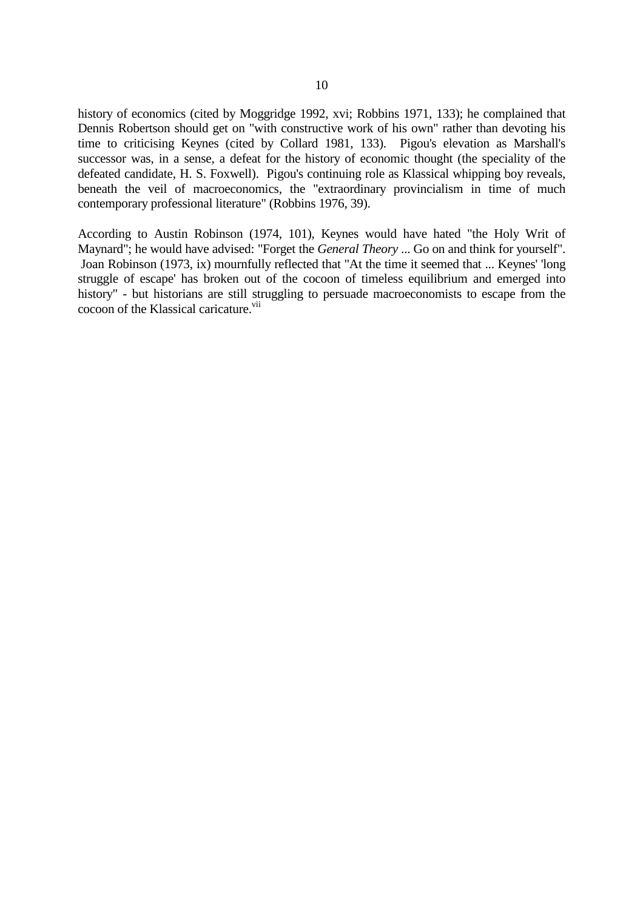history of economics (cited by Moggridge 1992, xvi; Robbins 1971, 133); he complained that Dennis Robertson should get on "with constructive work of his own" rather than devoting his time to criticising Keynes (cited by Collard 1981, 133). Pigou's elevation as Marshall's successor was, in a sense, a defeat for the history of economic thought (the speciality of the defeated candidate, H. S. Foxwell). Pigou's continuing role as Klassical whipping boy reveals, beneath the veil of macroeconomics, the "extraordinary provincialism in time of much contemporary professional literature" (Robbins 1976, 39).

According to Austin Robinson (1974, 101), Keynes would have hated "the Holy Writ of Maynard"; he would have advised: "Forget the *General Theory* ... Go on and think for yourself". Joan Robinson (1973, ix) mournfully reflected that "At the time it seemed that ... Keynes' 'long struggle of escape' has broken out of the cocoon of timeless equilibrium and emerged into history" - but historians are still struggling to persuade macroeconomists to escape from the cocoon of the Klassical caricature.[vii]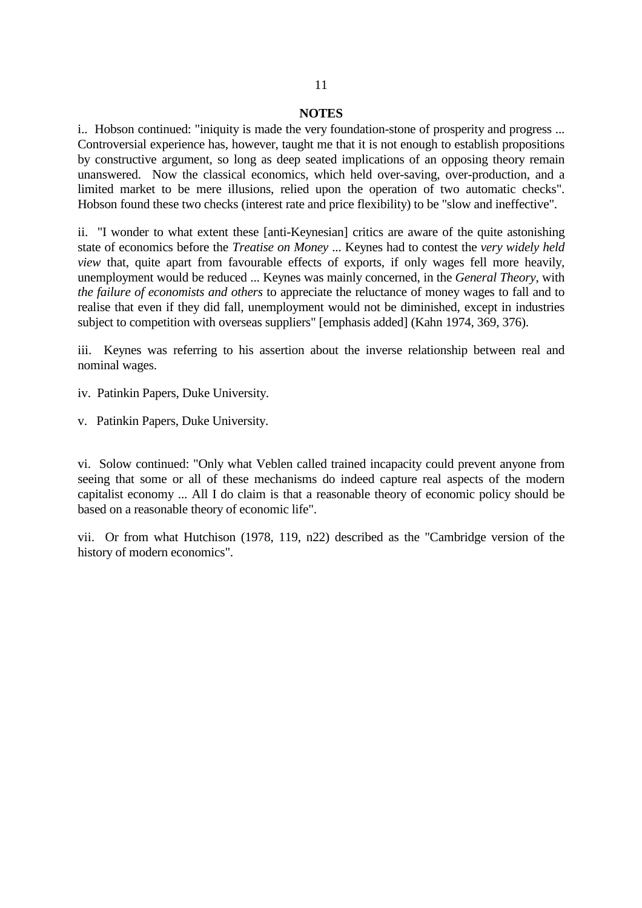**NOTES**

i.. Hobson continued: "iniquity is made the very foundation-stone of prosperity and progress ... Controversial experience has, however, taught me that it is not enough to establish propositions by constructive argument, so long as deep seated implications of an opposing theory remain unanswered. Now the classical economics, which held over-saving, over-production, and a limited market to be mere illusions, relied upon the operation of two automatic checks". Hobson found these two checks (interest rate and price flexibility) to be "slow and ineffective".

ii. "I wonder to what extent these [anti-Keynesian] critics are aware of the quite astonishing state of economics before the *Treatise on Money* ... Keynes had to contest the *very widely held view* that, quite apart from favourable effects of exports, if only wages fell more heavily, unemployment would be reduced ... Keynes was mainly concerned, in the *General Theory*, with *the failure of economists and others* to appreciate the reluctance of money wages to fall and to realise that even if they did fall, unemployment would not be diminished, except in industries subject to competition with overseas suppliers" [emphasis added] (Kahn 1974, 369, 376).

iii. Keynes was referring to his assertion about the inverse relationship between real and nominal wages.

iv. Patinkin Papers, Duke University.

v. Patinkin Papers, Duke University.

vi. Solow continued: "Only what Veblen called trained incapacity could prevent anyone from seeing that some or all of these mechanisms do indeed capture real aspects of the modern capitalist economy ... All I do claim is that a reasonable theory of economic policy should be based on a reasonable theory of economic life".

vii. Or from what Hutchison (1978, 119, n22) described as the "Cambridge version of the history of modern economics".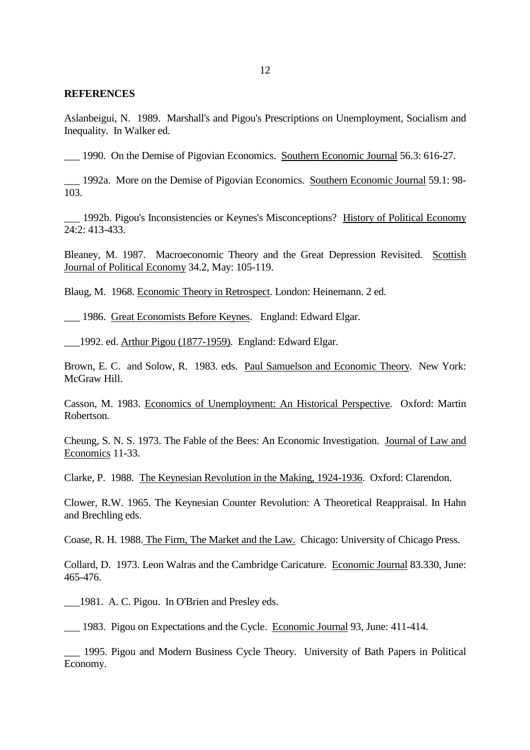## REFERENCES

Aslanbeigui, N. 1989. Marshall's and Pigou's Prescriptions on Unemployment, Socialism and Inequality. In Walker ed.

___ 1990. On the Demise of Pigovian Economics. Southern Economic Journal 56.3: 616-27.

___ 1992a. More on the Demise of Pigovian Economics. Southern Economic Journal 59.1: 98-103.

___ 1992b. Pigou's Inconsistencies or Keynes's Misconceptions? History of Political Economy 24:2: 413-433.

Bleaney, M. 1987. Macroeconomic Theory and the Great Depression Revisited. Scottish Journal of Political Economy 34.2, May: 105-119.

Blaug, M. 1968. Economic Theory in Retrospect. London: Heinemann. 2 ed.

___ 1986. Great Economists Before Keynes. England: Edward Elgar.

___1992. ed. Arthur Pigou (1877-1959). England: Edward Elgar.

Brown, E. C. and Solow, R. 1983. eds. Paul Samuelson and Economic Theory. New York: McGraw Hill.

Casson, M. 1983. Economics of Unemployment: An Historical Perspective. Oxford: Martin Robertson.

Cheung, S. N. S. 1973. The Fable of the Bees: An Economic Investigation. Journal of Law and Economics 11-33.

Clarke, P. 1988. The Keynesian Revolution in the Making, 1924-1936. Oxford: Clarendon.

Clower, R.W. 1965. The Keynesian Counter Revolution: A Theoretical Reappraisal. In Hahn and Brechling eds.

Coase, R. H. 1988. The Firm, The Market and the Law. Chicago: University of Chicago Press.

Collard, D. 1973. Leon Walras and the Cambridge Caricature. Economic Journal 83.330, June: 465-476.

___1981. A. C. Pigou. In O'Brien and Presley eds.

___ 1983. Pigou on Expectations and the Cycle. Economic Journal 93, June: 411-414.

___ 1995. Pigou and Modern Business Cycle Theory. University of Bath Papers in Political Economy.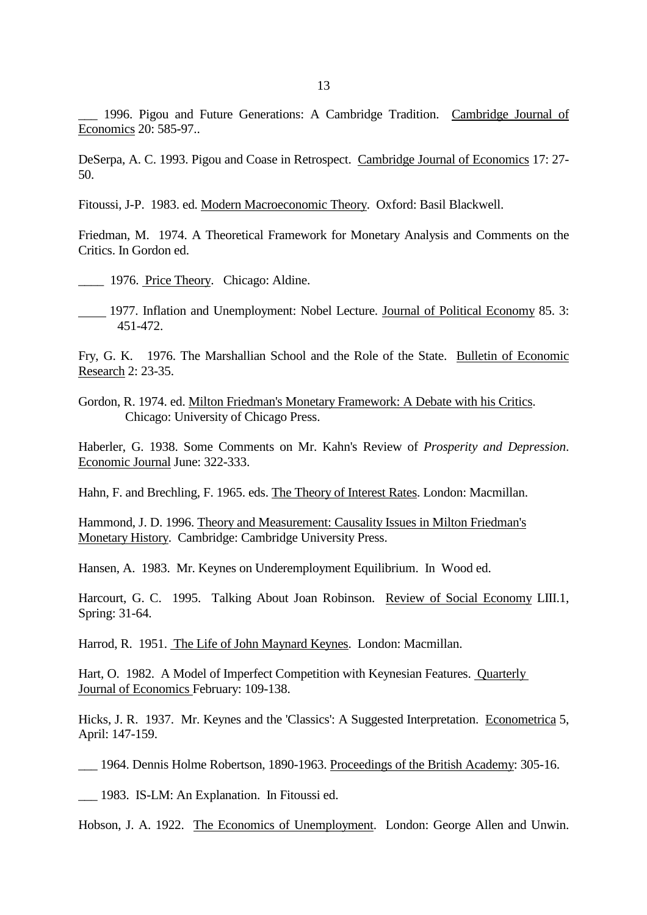___ 1996. Pigou and Future Generations: A Cambridge Tradition. Cambridge Journal of Economics 20: 585-97..

DeSerpa, A. C. 1993. Pigou and Coase in Retrospect. Cambridge Journal of Economics 17: 27-50.

Fitoussi, J-P. 1983. ed. Modern Macroeconomic Theory. Oxford: Basil Blackwell.

Friedman, M. 1974. A Theoretical Framework for Monetary Analysis and Comments on the Critics. In Gordon ed.

____ 1976. Price Theory. Chicago: Aldine.

____ 1977. Inflation and Unemployment: Nobel Lecture. Journal of Political Economy 85. 3: 451-472.

Fry, G. K. 1976. The Marshallian School and the Role of the State. Bulletin of Economic Research 2: 23-35.

Gordon, R. 1974. ed. Milton Friedman's Monetary Framework: A Debate with his Critics. Chicago: University of Chicago Press.

Haberler, G. 1938. Some Comments on Mr. Kahn's Review of *Prosperity and Depression*. Economic Journal June: 322-333.

Hahn, F. and Brechling, F. 1965. eds. The Theory of Interest Rates. London: Macmillan.

Hammond, J. D. 1996. Theory and Measurement: Causality Issues in Milton Friedman's Monetary History. Cambridge: Cambridge University Press.

Hansen, A. 1983. Mr. Keynes on Underemployment Equilibrium. In Wood ed.

Harcourt, G. C. 1995. Talking About Joan Robinson. Review of Social Economy LIII.1, Spring: 31-64.

Harrod, R. 1951. The Life of John Maynard Keynes. London: Macmillan.

Hart, O. 1982. A Model of Imperfect Competition with Keynesian Features. Quarterly Journal of Economics February: 109-138.

Hicks, J. R. 1937. Mr. Keynes and the 'Classics': A Suggested Interpretation. Econometrica 5, April: 147-159.

___ 1964. Dennis Holme Robertson, 1890-1963. Proceedings of the British Academy: 305-16.

___ 1983. IS-LM: An Explanation. In Fitoussi ed.

Hobson, J. A. 1922. The Economics of Unemployment. London: George Allen and Unwin.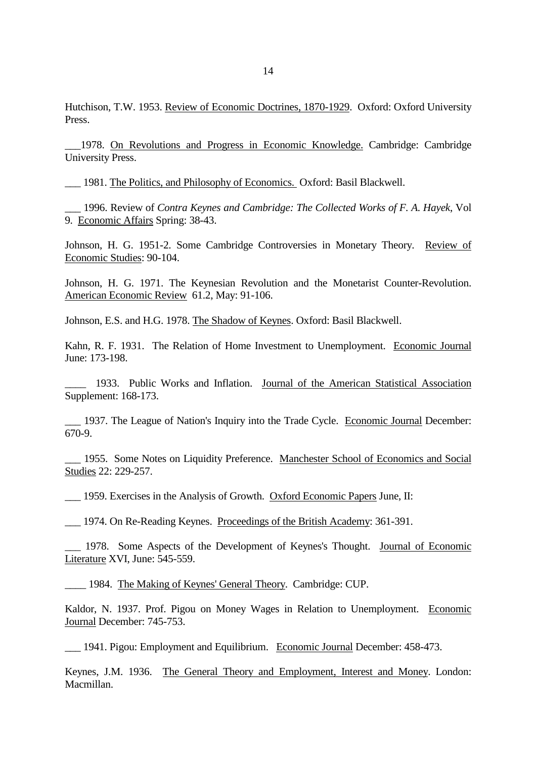Hutchison, T.W. 1953. Review of Economic Doctrines, 1870-1929. Oxford: Oxford University Press.

___1978. On Revolutions and Progress in Economic Knowledge. Cambridge: Cambridge University Press.

___ 1981. The Politics, and Philosophy of Economics. Oxford: Basil Blackwell.

___ 1996. Review of *Contra Keynes and Cambridge: The Collected Works of F. A. Hayek*, Vol 9. Economic Affairs Spring: 38-43.

Johnson, H. G. 1951-2. Some Cambridge Controversies in Monetary Theory. Review of Economic Studies: 90-104.

Johnson, H. G. 1971. The Keynesian Revolution and the Monetarist Counter-Revolution. American Economic Review 61.2, May: 91-106.

Johnson, E.S. and H.G. 1978. The Shadow of Keynes. Oxford: Basil Blackwell.

Kahn, R. F. 1931. The Relation of Home Investment to Unemployment. Economic Journal June: 173-198.

____ 1933. Public Works and Inflation. Journal of the American Statistical Association Supplement: 168-173.

___ 1937. The League of Nation's Inquiry into the Trade Cycle. Economic Journal December: 670-9.

___ 1955. Some Notes on Liquidity Preference. Manchester School of Economics and Social Studies 22: 229-257.

___ 1959. Exercises in the Analysis of Growth. Oxford Economic Papers June, II:

___ 1974. On Re-Reading Keynes. Proceedings of the British Academy: 361-391.

___ 1978. Some Aspects of the Development of Keynes's Thought. Journal of Economic Literature XVI, June: 545-559.

____ 1984. The Making of Keynes' General Theory. Cambridge: CUP.

Kaldor, N. 1937. Prof. Pigou on Money Wages in Relation to Unemployment. Economic Journal December: 745-753.

___ 1941. Pigou: Employment and Equilibrium. Economic Journal December: 458-473.

Keynes, J.M. 1936. The General Theory and Employment, Interest and Money. London: Macmillan.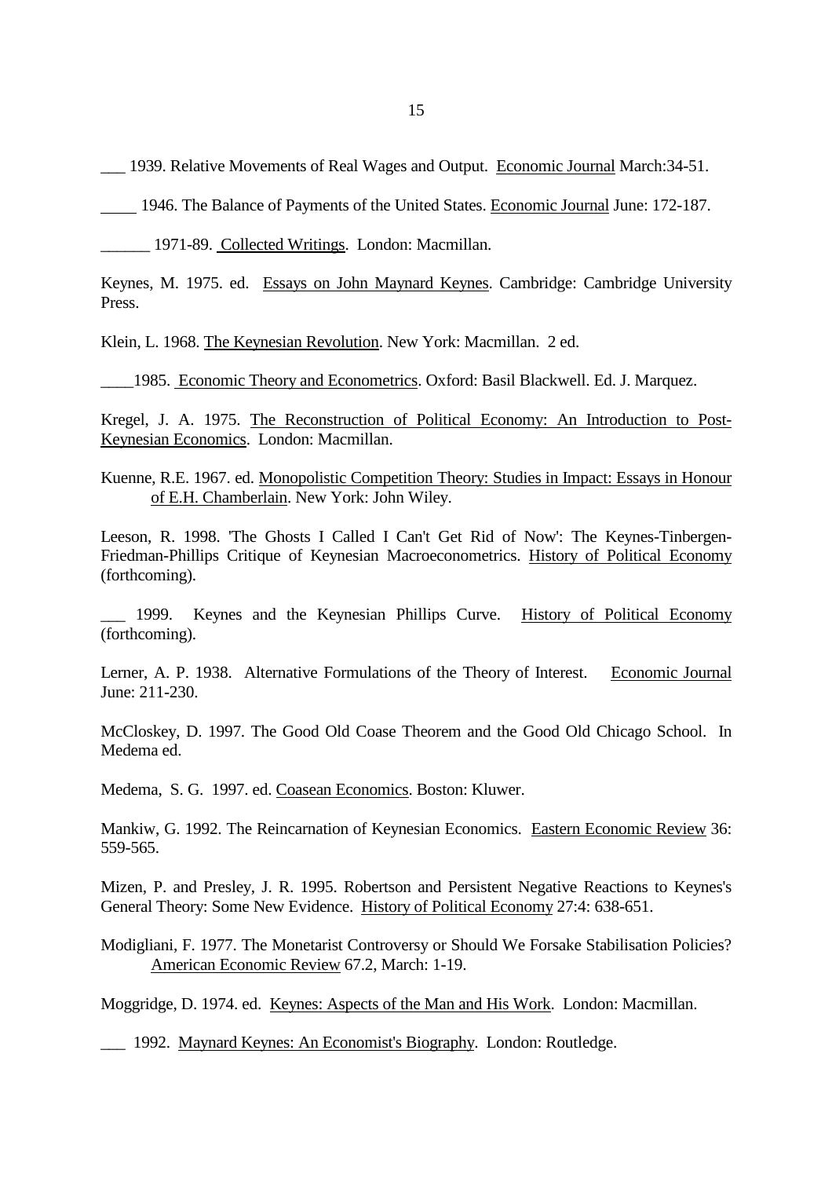___ 1939. Relative Movements of Real Wages and Output. Economic Journal March:34-51.

____ 1946. The Balance of Payments of the United States. Economic Journal June: 172-187.

______ 1971-89. Collected Writings. London: Macmillan.

Keynes, M. 1975. ed. Essays on John Maynard Keynes. Cambridge: Cambridge University Press.

Klein, L. 1968. The Keynesian Revolution. New York: Macmillan. 2 ed.

____1985. Economic Theory and Econometrics. Oxford: Basil Blackwell. Ed. J. Marquez.

Kregel, J. A. 1975. The Reconstruction of Political Economy: An Introduction to Post-Keynesian Economics. London: Macmillan.

Kuenne, R.E. 1967. ed. Monopolistic Competition Theory: Studies in Impact: Essays in Honour of E.H. Chamberlain. New York: John Wiley.

Leeson, R. 1998. 'The Ghosts I Called I Can't Get Rid of Now': The Keynes-Tinbergen-Friedman-Phillips Critique of Keynesian Macroeconometrics. History of Political Economy (forthcoming).

___ 1999. Keynes and the Keynesian Phillips Curve. History of Political Economy (forthcoming).

Lerner, A. P. 1938. Alternative Formulations of the Theory of Interest. Economic Journal June: 211-230.

McCloskey, D. 1997. The Good Old Coase Theorem and the Good Old Chicago School. In Medema ed.

Medema, S. G. 1997. ed. Coasean Economics. Boston: Kluwer.

Mankiw, G. 1992. The Reincarnation of Keynesian Economics. Eastern Economic Review 36: 559-565.

Mizen, P. and Presley, J. R. 1995. Robertson and Persistent Negative Reactions to Keynes's General Theory: Some New Evidence. History of Political Economy 27:4: 638-651.

Modigliani, F. 1977. The Monetarist Controversy or Should We Forsake Stabilisation Policies? American Economic Review 67.2, March: 1-19.

Moggridge, D. 1974. ed. Keynes: Aspects of the Man and His Work. London: Macmillan.

___ 1992. Maynard Keynes: An Economist's Biography. London: Routledge.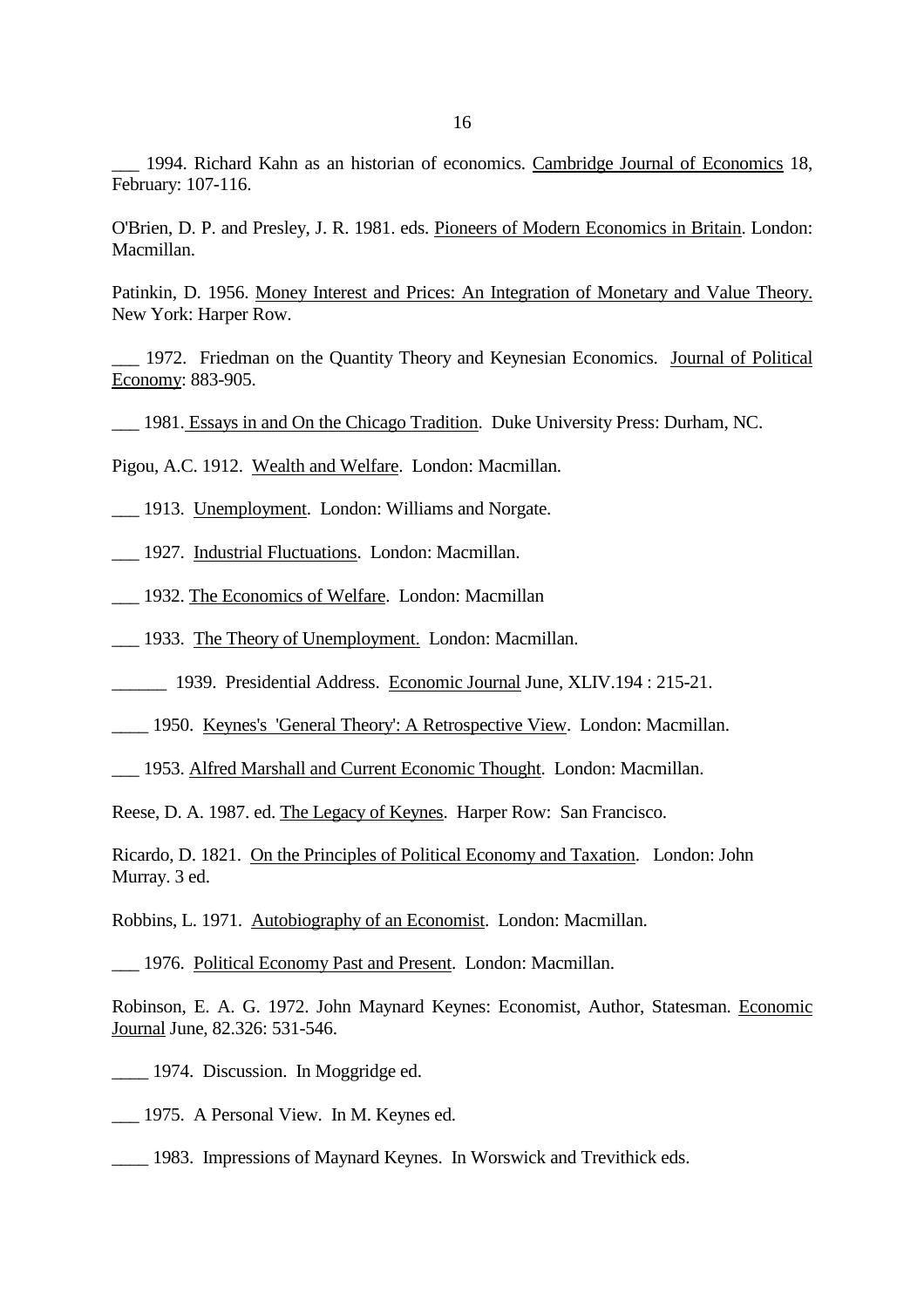\_\_\_ 1994. Richard Kahn as an historian of economics. Cambridge Journal of Economics 18, February: 107-116.

O'Brien, D. P. and Presley, J. R. 1981. eds. Pioneers of Modern Economics in Britain. London: Macmillan.

Patinkin, D. 1956. Money Interest and Prices: An Integration of Monetary and Value Theory. New York: Harper Row.

\_\_\_ 1972. Friedman on the Quantity Theory and Keynesian Economics. Journal of Political Economy: 883-905.

\_\_\_ 1981. Essays in and On the Chicago Tradition. Duke University Press: Durham, NC.

Pigou, A.C. 1912. Wealth and Welfare. London: Macmillan.

\_\_\_ 1913. Unemployment. London: Williams and Norgate.

\_\_\_ 1927. Industrial Fluctuations. London: Macmillan.

\_\_\_ 1932. The Economics of Welfare. London: Macmillan

\_\_\_ 1933. The Theory of Unemployment. London: Macmillan.

\_\_\_\_\_\_ 1939. Presidential Address. Economic Journal June, XLIV.194 : 215-21.

\_\_\_\_ 1950. Keynes's 'General Theory': A Retrospective View. London: Macmillan.

\_\_\_ 1953. Alfred Marshall and Current Economic Thought. London: Macmillan.

Reese, D. A. 1987. ed. The Legacy of Keynes. Harper Row: San Francisco.

Ricardo, D. 1821. On the Principles of Political Economy and Taxation. London: John Murray. 3 ed.

Robbins, L. 1971. Autobiography of an Economist. London: Macmillan.

\_\_\_ 1976. Political Economy Past and Present. London: Macmillan.

Robinson, E. A. G. 1972. John Maynard Keynes: Economist, Author, Statesman. Economic Journal June, 82.326: 531-546.

\_\_\_\_ 1974. Discussion. In Moggridge ed.

\_\_\_ 1975. A Personal View. In M. Keynes ed.

\_\_\_\_ 1983. Impressions of Maynard Keynes. In Worswick and Trevithick eds.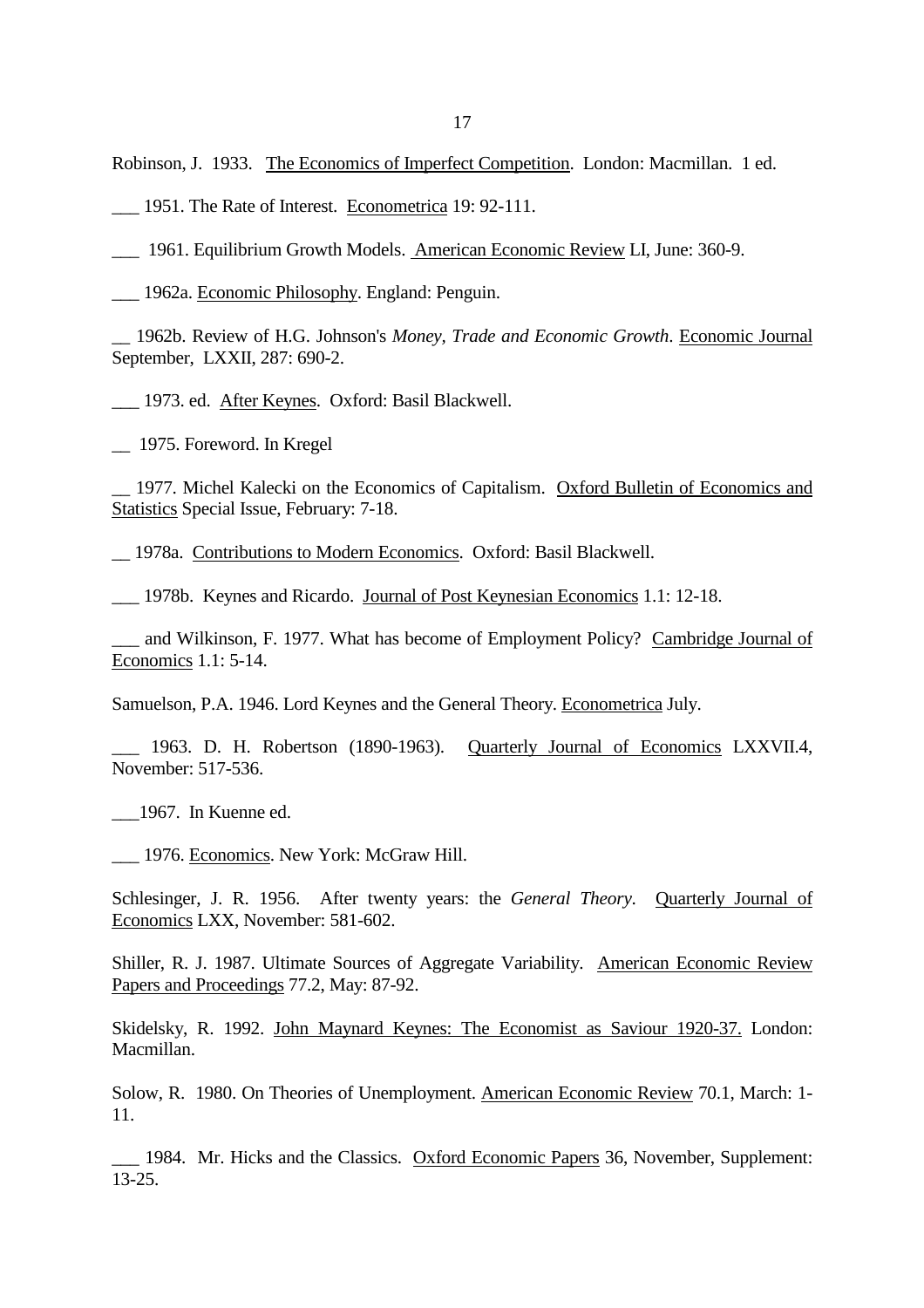Robinson, J. 1933. The Economics of Imperfect Competition. London: Macmillan. 1 ed.

___ 1951. The Rate of Interest. Econometrica 19: 92-111.

___ 1961. Equilibrium Growth Models. American Economic Review LI, June: 360-9.

___ 1962a. Economic Philosophy. England: Penguin.

__ 1962b. Review of H.G. Johnson's *Money, Trade and Economic Growth*. Economic Journal September, LXXII, 287: 690-2.

___ 1973. ed. After Keynes. Oxford: Basil Blackwell.

__ 1975. Foreword. In Kregel

__ 1977. Michel Kalecki on the Economics of Capitalism. Oxford Bulletin of Economics and Statistics Special Issue, February: 7-18.

__ 1978a. Contributions to Modern Economics. Oxford: Basil Blackwell.

___ 1978b. Keynes and Ricardo. Journal of Post Keynesian Economics 1.1: 12-18.

___ and Wilkinson, F. 1977. What has become of Employment Policy? Cambridge Journal of Economics 1.1: 5-14.

Samuelson, P.A. 1946. Lord Keynes and the General Theory. Econometrica July.

___ 1963. D. H. Robertson (1890-1963). Quarterly Journal of Economics LXXVII.4, November: 517-536.

___1967. In Kuenne ed.

___ 1976. Economics. New York: McGraw Hill.

Schlesinger, J. R. 1956. After twenty years: the *General Theory*. Quarterly Journal of Economics LXX, November: 581-602.

Shiller, R. J. 1987. Ultimate Sources of Aggregate Variability. American Economic Review Papers and Proceedings 77.2, May: 87-92.

Skidelsky, R. 1992. John Maynard Keynes: The Economist as Saviour 1920-37. London: Macmillan.

Solow, R. 1980. On Theories of Unemployment. American Economic Review 70.1, March: 1-11.

___ 1984. Mr. Hicks and the Classics. Oxford Economic Papers 36, November, Supplement: 13-25.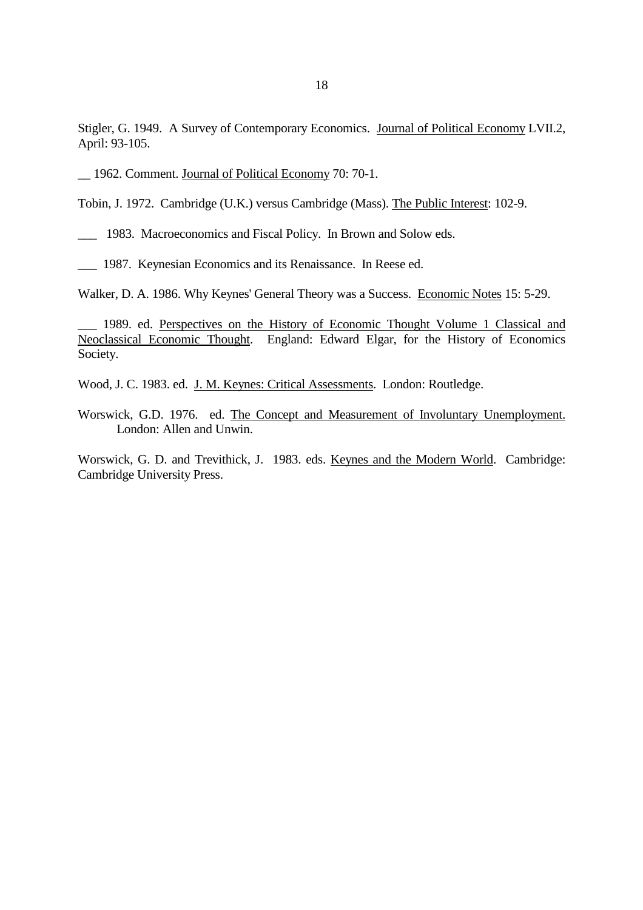Stigler, G. 1949. A Survey of Contemporary Economics. Journal of Political Economy LVII.2, April: 93-105.

__ 1962. Comment. Journal of Political Economy 70: 70-1.

Tobin, J. 1972. Cambridge (U.K.) versus Cambridge (Mass). The Public Interest: 102-9.

___ 1983. Macroeconomics and Fiscal Policy. In Brown and Solow eds.

___ 1987. Keynesian Economics and its Renaissance. In Reese ed.

Walker, D. A. 1986. Why Keynes' General Theory was a Success. Economic Notes 15: 5-29.

___ 1989. ed. Perspectives on the History of Economic Thought Volume 1 Classical and Neoclassical Economic Thought. England: Edward Elgar, for the History of Economics Society.

Wood, J. C. 1983. ed. J. M. Keynes: Critical Assessments. London: Routledge.

Worswick, G.D. 1976. ed. The Concept and Measurement of Involuntary Unemployment. London: Allen and Unwin.

Worswick, G. D. and Trevithick, J. 1983. eds. Keynes and the Modern World. Cambridge: Cambridge University Press.